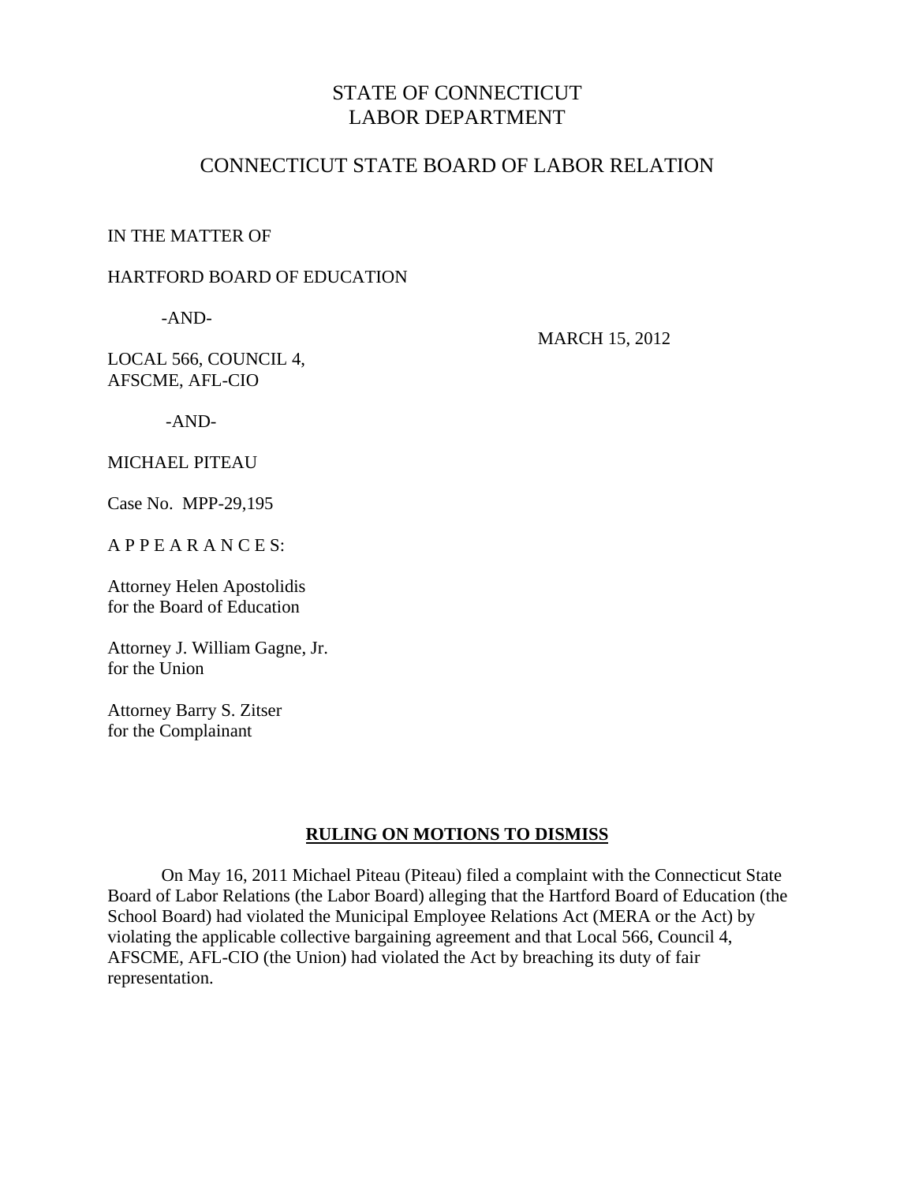STATE OF CONNECTICUT
LABOR DEPARTMENT

CONNECTICUT STATE BOARD OF LABOR RELATION

IN THE MATTER OF

HARTFORD BOARD OF EDUCATION

-AND-

MARCH 15, 2012

LOCAL 566, COUNCIL 4,
AFSCME, AFL-CIO

-AND-

MICHAEL PITEAU

Case No. MPP-29,195

A P P E A R A N C E S:

Attorney Helen Apostolidis
for the Board of Education

Attorney J. William Gagne, Jr.
for the Union

Attorney Barry S. Zitser
for the Complainant

**RULING ON MOTIONS TO DISMISS**

On May 16, 2011 Michael Piteau (Piteau) filed a complaint with the Connecticut State Board of Labor Relations (the Labor Board) alleging that the Hartford Board of Education (the School Board) had violated the Municipal Employee Relations Act (MERA or the Act) by violating the applicable collective bargaining agreement and that Local 566, Council 4, AFSCME, AFL-CIO (the Union) had violated the Act by breaching its duty of fair representation.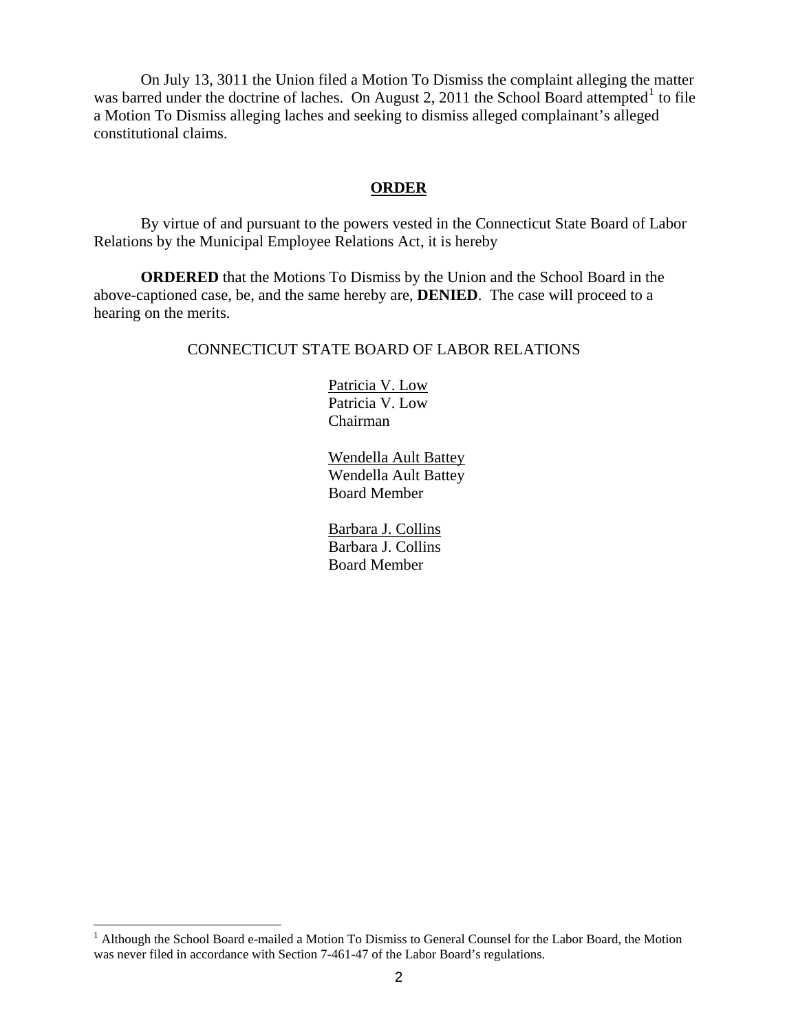On July 13, 3011 the Union filed a Motion To Dismiss the complaint alleging the matter was barred under the doctrine of laches. On August 2, 2011 the School Board attempted[1] to file a Motion To Dismiss alleging laches and seeking to dismiss alleged complainant's alleged constitutional claims.

## ORDER

By virtue of and pursuant to the powers vested in the Connecticut State Board of Labor Relations by the Municipal Employee Relations Act, it is hereby

**ORDERED** that the Motions To Dismiss by the Union and the School Board in the above-captioned case, be, and the same hereby are, **DENIED**. The case will proceed to a hearing on the merits.

CONNECTICUT STATE BOARD OF LABOR RELATIONS

Patricia V. Low
Patricia V. Low
Chairman

Wendella Ault Battey
Wendella Ault Battey
Board Member

Barbara J. Collins
Barbara J. Collins
Board Member

---

[1] Although the School Board e-mailed a Motion To Dismiss to General Counsel for the Labor Board, the Motion was never filed in accordance with Section 7-461-47 of the Labor Board's regulations.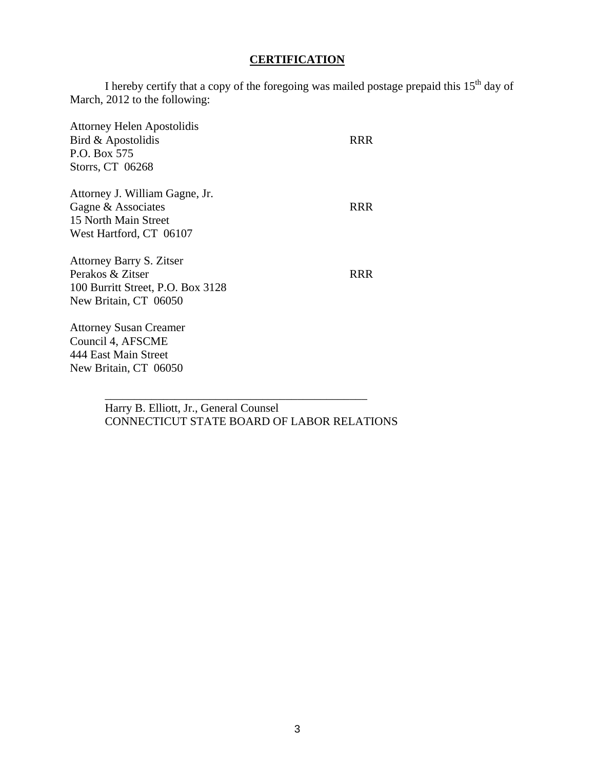**CERTIFICATION**

I hereby certify that a copy of the foregoing was mailed postage prepaid this 15th day of March, 2012 to the following:

Attorney Helen Apostolidis  
Bird & Apostolidis RRR  
P.O. Box 575  
Storrs, CT 06268

Attorney J. William Gagne, Jr.  
Gagne & Associates RRR  
15 North Main Street  
West Hartford, CT 06107

Attorney Barry S. Zitser  
Perakos & Zitser RRR  
100 Burritt Street, P.O. Box 3128  
New Britain, CT 06050

Attorney Susan Creamer  
Council 4, AFSCME  
444 East Main Street  
New Britain, CT 06050

_______________________________________________  
Harry B. Elliott, Jr., General Counsel  
CONNECTICUT STATE BOARD OF LABOR RELATIONS